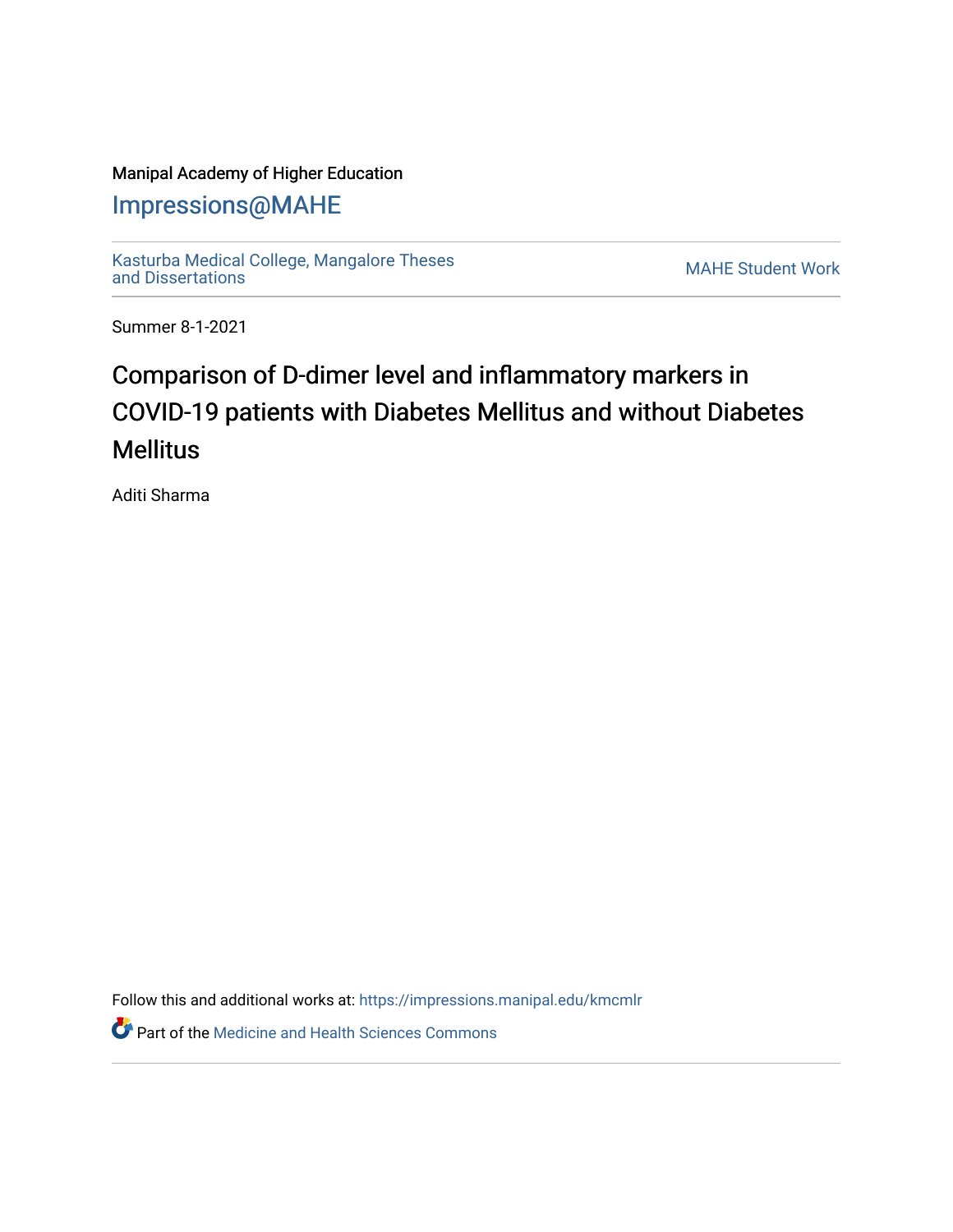Manipal Academy of Higher Education

# Impressions@MAHE

Kasturba Medical College, Mangalore Theses and Dissertations

MAHE Student Work

Summer 8-1-2021

# Comparison of D-dimer level and inflammatory markers in COVID-19 patients with Diabetes Mellitus and without Diabetes Mellitus

Aditi Sharma

Follow this and additional works at: https://impressions.manipal.edu/kmcmlr

Part of the Medicine and Health Sciences Commons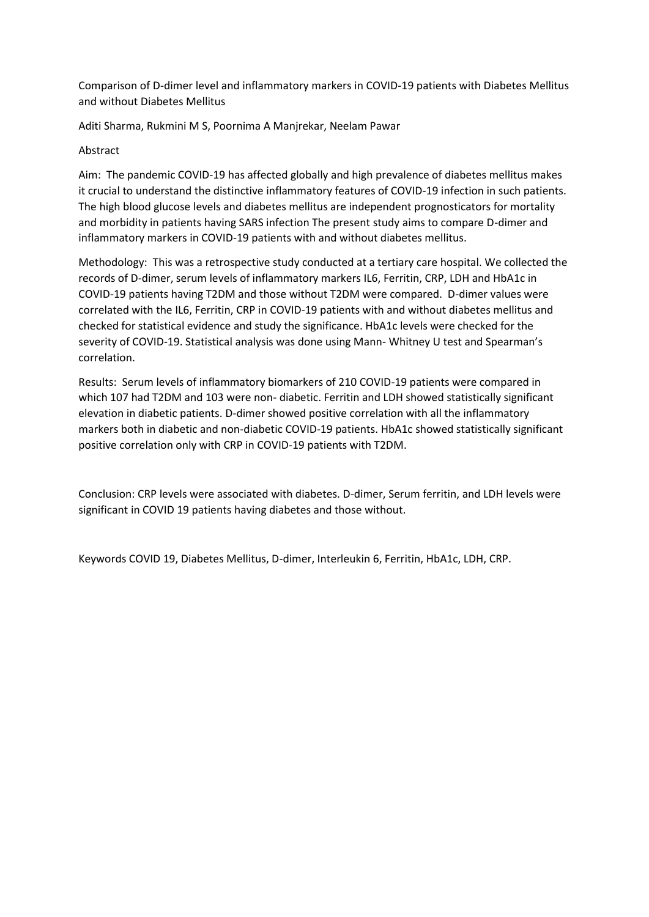# Comparison of D-dimer level and inflammatory markers in COVID-19 patients with Diabetes Mellitus and without Diabetes Mellitus

Aditi Sharma, Rukmini M S, Poornima A Manjrekar, Neelam Pawar

## Abstract

Aim: The pandemic COVID-19 has affected globally and high prevalence of diabetes mellitus makes it crucial to understand the distinctive inflammatory features of COVID-19 infection in such patients. The high blood glucose levels and diabetes mellitus are independent prognosticators for mortality and morbidity in patients having SARS infection The present study aims to compare D-dimer and inflammatory markers in COVID-19 patients with and without diabetes mellitus.

Methodology: This was a retrospective study conducted at a tertiary care hospital. We collected the records of D-dimer, serum levels of inflammatory markers IL6, Ferritin, CRP, LDH and HbA1c in COVID-19 patients having T2DM and those without T2DM were compared. D-dimer values were correlated with the IL6, Ferritin, CRP in COVID-19 patients with and without diabetes mellitus and checked for statistical evidence and study the significance. HbA1c levels were checked for the severity of COVID-19. Statistical analysis was done using Mann- Whitney U test and Spearman's correlation.

Results: Serum levels of inflammatory biomarkers of 210 COVID-19 patients were compared in which 107 had T2DM and 103 were non- diabetic. Ferritin and LDH showed statistically significant elevation in diabetic patients. D-dimer showed positive correlation with all the inflammatory markers both in diabetic and non-diabetic COVID-19 patients. HbA1c showed statistically significant positive correlation only with CRP in COVID-19 patients with T2DM.

Conclusion: CRP levels were associated with diabetes. D-dimer, Serum ferritin, and LDH levels were significant in COVID 19 patients having diabetes and those without.

Keywords COVID 19, Diabetes Mellitus, D-dimer, Interleukin 6, Ferritin, HbA1c, LDH, CRP.